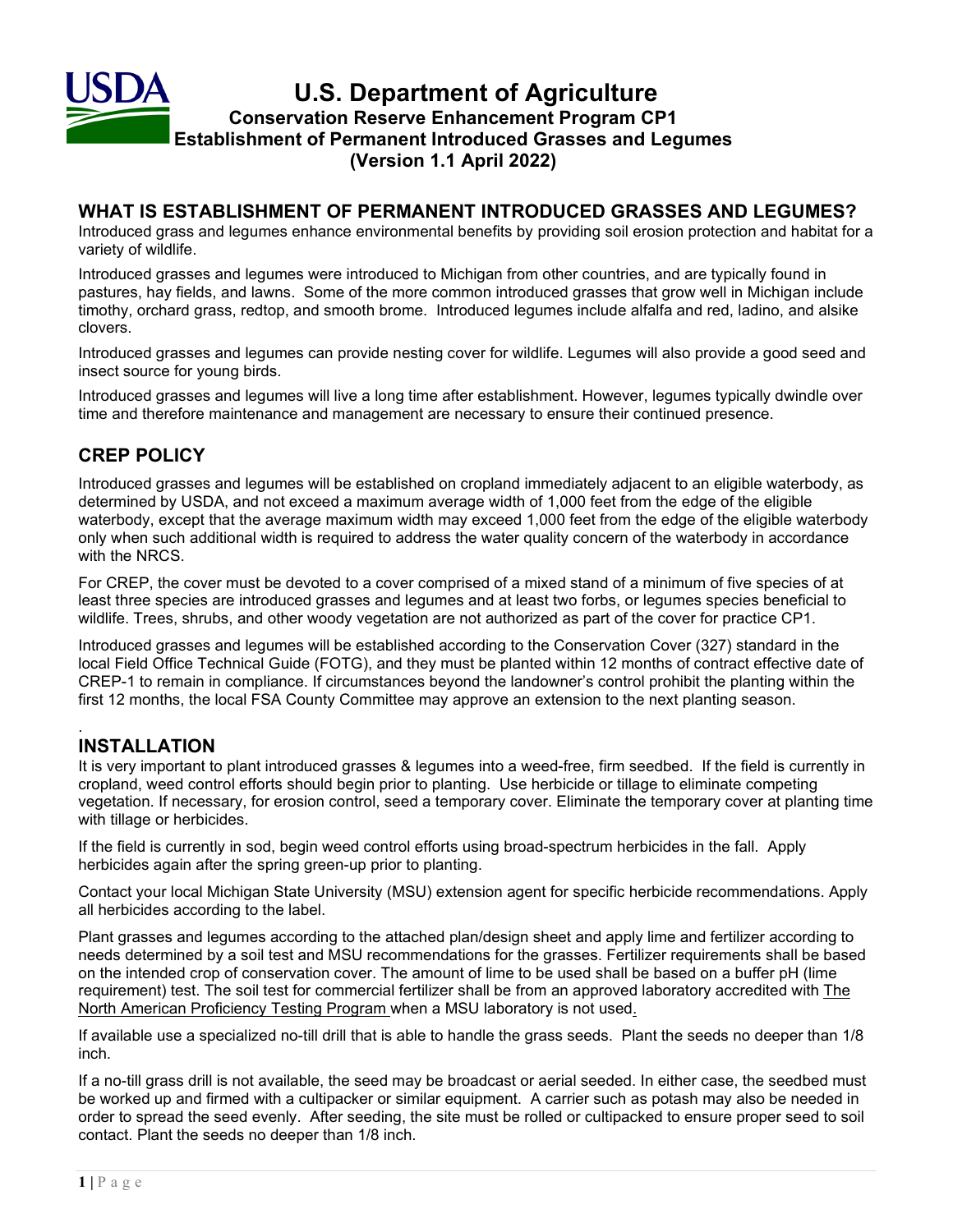# U.S. Department of Agriculture

## Conservation Reserve Enhancement Program CP1
## Establishment of Permanent Introduced Grasses and Legumes
## (Version 1.1 April 2022)

## WHAT IS ESTABLISHMENT OF PERMANENT INTRODUCED GRASSES AND LEGUMES?

Introduced grass and legumes enhance environmental benefits by providing soil erosion protection and habitat for a variety of wildlife.

Introduced grasses and legumes were introduced to Michigan from other countries, and are typically found in pastures, hay fields, and lawns. Some of the more common introduced grasses that grow well in Michigan include timothy, orchard grass, redtop, and smooth brome. Introduced legumes include alfalfa and red, ladino, and alsike clovers.

Introduced grasses and legumes can provide nesting cover for wildlife. Legumes will also provide a good seed and insect source for young birds.

Introduced grasses and legumes will live a long time after establishment. However, legumes typically dwindle over time and therefore maintenance and management are necessary to ensure their continued presence.

## CREP POLICY

Introduced grasses and legumes will be established on cropland immediately adjacent to an eligible waterbody, as determined by USDA, and not exceed a maximum average width of 1,000 feet from the edge of the eligible waterbody, except that the average maximum width may exceed 1,000 feet from the edge of the eligible waterbody only when such additional width is required to address the water quality concern of the waterbody in accordance with the NRCS.

For CREP, the cover must be devoted to a cover comprised of a mixed stand of a minimum of five species of at least three species are introduced grasses and legumes and at least two forbs, or legumes species beneficial to wildlife. Trees, shrubs, and other woody vegetation are not authorized as part of the cover for practice CP1.

Introduced grasses and legumes will be established according to the Conservation Cover (327) standard in the local Field Office Technical Guide (FOTG), and they must be planted within 12 months of contract effective date of CREP-1 to remain in compliance. If circumstances beyond the landowner's control prohibit the planting within the first 12 months, the local FSA County Committee may approve an extension to the next planting season.

## INSTALLATION

It is very important to plant introduced grasses & legumes into a weed-free, firm seedbed. If the field is currently in cropland, weed control efforts should begin prior to planting. Use herbicide or tillage to eliminate competing vegetation. If necessary, for erosion control, seed a temporary cover. Eliminate the temporary cover at planting time with tillage or herbicides.

If the field is currently in sod, begin weed control efforts using broad-spectrum herbicides in the fall. Apply herbicides again after the spring green-up prior to planting.

Contact your local Michigan State University (MSU) extension agent for specific herbicide recommendations. Apply all herbicides according to the label.

Plant grasses and legumes according to the attached plan/design sheet and apply lime and fertilizer according to needs determined by a soil test and MSU recommendations for the grasses. Fertilizer requirements shall be based on the intended crop of conservation cover. The amount of lime to be used shall be based on a buffer pH (lime requirement) test. The soil test for commercial fertilizer shall be from an approved laboratory accredited with The North American Proficiency Testing Program when a MSU laboratory is not used.

If available use a specialized no-till drill that is able to handle the grass seeds. Plant the seeds no deeper than 1/8 inch.

If a no-till grass drill is not available, the seed may be broadcast or aerial seeded. In either case, the seedbed must be worked up and firmed with a cultipacker or similar equipment. A carrier such as potash may also be needed in order to spread the seed evenly. After seeding, the site must be rolled or cultipacked to ensure proper seed to soil contact. Plant the seeds no deeper than 1/8 inch.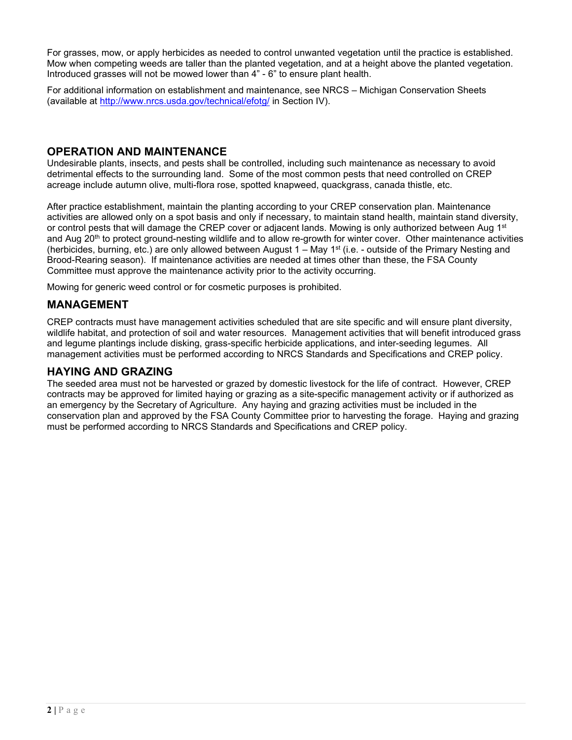For grasses, mow, or apply herbicides as needed to control unwanted vegetation until the practice is established. Mow when competing weeds are taller than the planted vegetation, and at a height above the planted vegetation. Introduced grasses will not be mowed lower than 4" - 6" to ensure plant health.

For additional information on establishment and maintenance, see NRCS – Michigan Conservation Sheets (available at http://www.nrcs.usda.gov/technical/efotg/ in Section IV).

## OPERATION AND MAINTENANCE

Undesirable plants, insects, and pests shall be controlled, including such maintenance as necessary to avoid detrimental effects to the surrounding land. Some of the most common pests that need controlled on CREP acreage include autumn olive, multi-flora rose, spotted knapweed, quackgrass, canada thistle, etc.

After practice establishment, maintain the planting according to your CREP conservation plan. Maintenance activities are allowed only on a spot basis and only if necessary, to maintain stand health, maintain stand diversity, or control pests that will damage the CREP cover or adjacent lands. Mowing is only authorized between Aug 1st and Aug 20th to protect ground-nesting wildlife and to allow re-growth for winter cover. Other maintenance activities (herbicides, burning, etc.) are only allowed between August 1 – May 1st (i.e. - outside of the Primary Nesting and Brood-Rearing season). If maintenance activities are needed at times other than these, the FSA County Committee must approve the maintenance activity prior to the activity occurring.

Mowing for generic weed control or for cosmetic purposes is prohibited.

## MANAGEMENT

CREP contracts must have management activities scheduled that are site specific and will ensure plant diversity, wildlife habitat, and protection of soil and water resources. Management activities that will benefit introduced grass and legume plantings include disking, grass-specific herbicide applications, and inter-seeding legumes. All management activities must be performed according to NRCS Standards and Specifications and CREP policy.

## HAYING AND GRAZING

The seeded area must not be harvested or grazed by domestic livestock for the life of contract. However, CREP contracts may be approved for limited haying or grazing as a site-specific management activity or if authorized as an emergency by the Secretary of Agriculture. Any haying and grazing activities must be included in the conservation plan and approved by the FSA County Committee prior to harvesting the forage. Haying and grazing must be performed according to NRCS Standards and Specifications and CREP policy.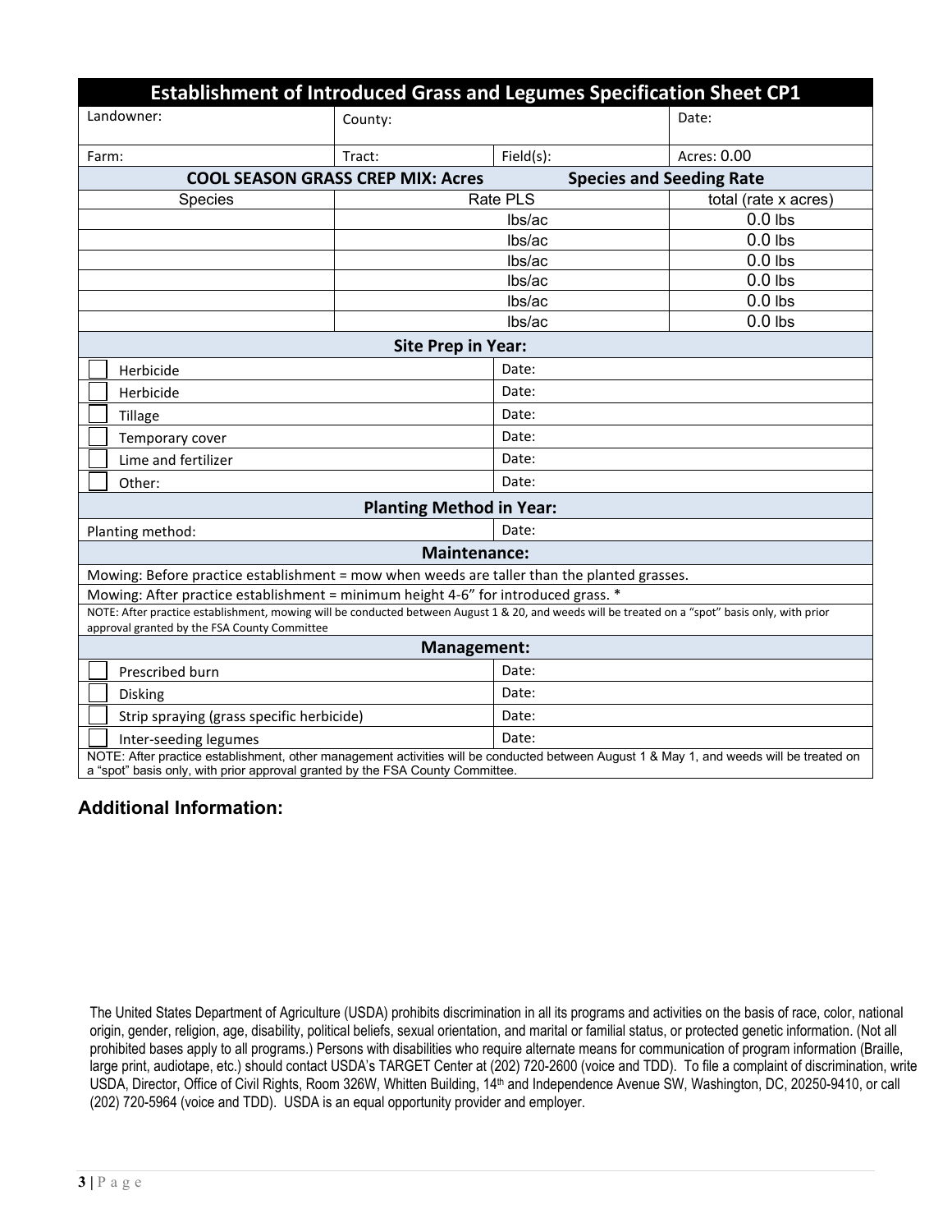| Establishment of Introduced Grass and Legumes Specification Sheet CP1 | | | |
|---|---|---|---|
| Landowner: | County: | | Date: |
| Farm: | Tract: | Field(s): | Acres: 0.00 |
| **COOL SEASON GRASS CREP MIX: Acres** | | **Species and Seeding Rate** | |
| Species | Rate PLS | | total (rate x acres) |
| | lbs/ac | | 0.0 lbs |
| | lbs/ac | | 0.0 lbs |
| | lbs/ac | | 0.0 lbs |
| | lbs/ac | | 0.0 lbs |
| | lbs/ac | | 0.0 lbs |
| | lbs/ac | | 0.0 lbs |
| **Site Prep in Year:** | | | |
| ☐ Herbicide | | Date: | |
| ☐ Herbicide | | Date: | |
| ☐ Tillage | | Date: | |
| ☐ Temporary cover | | Date: | |
| ☐ Lime and fertilizer | | Date: | |
| ☐ Other: | | Date: | |
| **Planting Method in Year:** | | | |
| Planting method: | | Date: | |
| **Maintenance:** | | | |
| Mowing: Before practice establishment = mow when weeds are taller than the planted grasses. | | | |
| Mowing: After practice establishment = minimum height 4-6" for introduced grass. * | | | |
| NOTE: After practice establishment, mowing will be conducted between August 1 & 20, and weeds will be treated on a "spot" basis only, with prior approval granted by the FSA County Committee | | | |
| **Management:** | | | |
| ☐ Prescribed burn | | Date: | |
| ☐ Disking | | Date: | |
| ☐ Strip spraying (grass specific herbicide) | | Date: | |
| ☐ Inter-seeding legumes | | Date: | |
| NOTE: After practice establishment, other management activities will be conducted between August 1 & May 1, and weeds will be treated on a "spot" basis only, with prior approval granted by the FSA County Committee. | | | |

## Additional Information:

The United States Department of Agriculture (USDA) prohibits discrimination in all its programs and activities on the basis of race, color, national origin, gender, religion, age, disability, political beliefs, sexual orientation, and marital or familial status, or protected genetic information. (Not all prohibited bases apply to all programs.) Persons with disabilities who require alternate means for communication of program information (Braille, large print, audiotape, etc.) should contact USDA's TARGET Center at (202) 720-2600 (voice and TDD). To file a complaint of discrimination, write USDA, Director, Office of Civil Rights, Room 326W, Whitten Building, 14th and Independence Avenue SW, Washington, DC, 20250-9410, or call (202) 720-5964 (voice and TDD). USDA is an equal opportunity provider and employer.